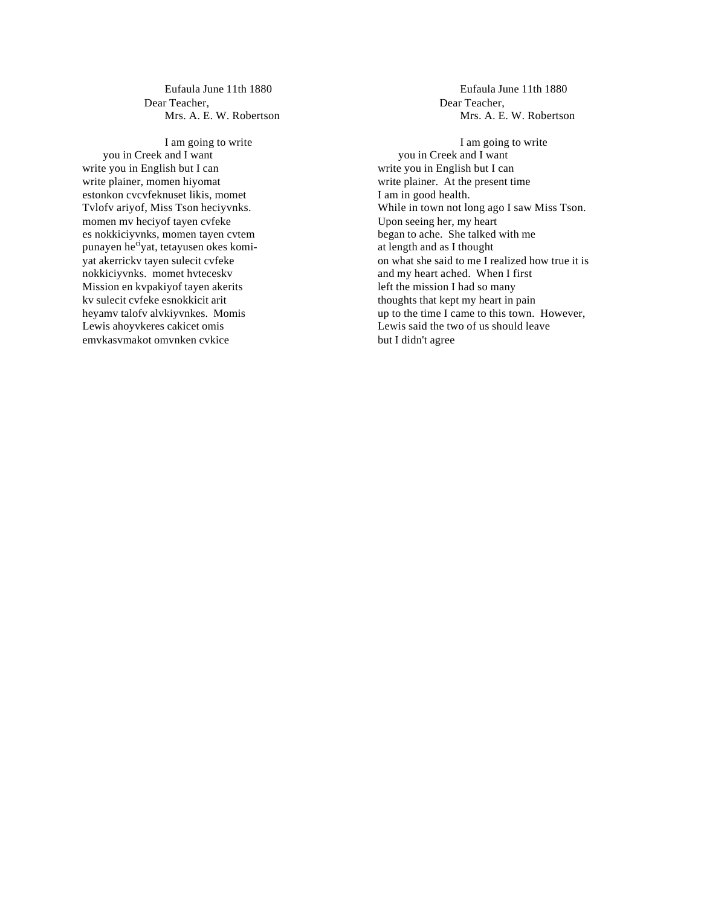Eufaula June 11th 1880
Dear Teacher,
Mrs. A. E. W. Robertson

I am going to write
you in Creek and I want
write you in English but I can
write plainer, momen hiyomat
estonkon cvcvfeknuset likis, momet
Tvlofv ariyof, Miss Tson heciyvnks.
momen mv heciyof tayen cvfeke
es nokkiciyvnks, momen tayen cvtem
punayen he[ci]yat, tetayusen okes komi-
yat akerrickv tayen sulecit cvfeke
nokkiciyvnks. momet hvteceskv
Mission en kvpakiyof tayen akerits
kv sulecit cvfeke esnokkicit arit
heyamv talofv alvkiyvnkes. Momis
Lewis ahoyvkeres cakicet omis
emvkasvmakot omvnken cvkice

Eufaula June 11th 1880
Dear Teacher,
Mrs. A. E. W. Robertson

I am going to write
you in Creek and I want
write you in English but I can
write plainer. At the present time
I am in good health.
While in town not long ago I saw Miss Tson.
Upon seeing her, my heart
began to ache. She talked with me
at length and as I thought
on what she said to me I realized how true it is
and my heart ached. When I first
left the mission I had so many
thoughts that kept my heart in pain
up to the time I came to this town. However,
Lewis said the two of us should leave
but I didn't agree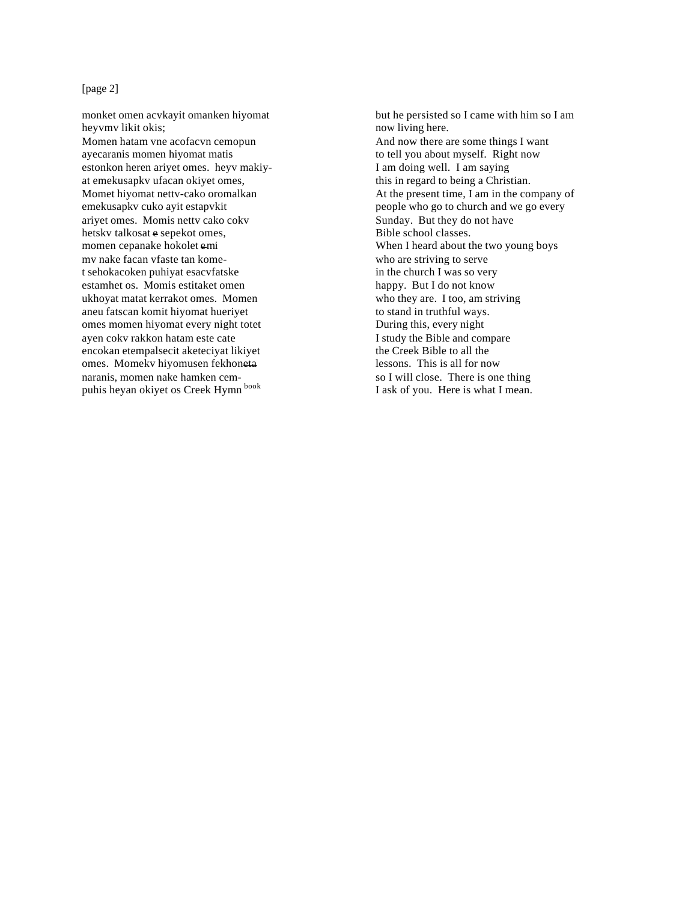[page 2]

monket omen acvkayit omanken hiyomat
heyvmv likit okis;
Momen hatam vne acofacvn cemopun
ayecaranis momen hiyomat matis
estonkon heren ariyet omes. heyv makiy-
at emekusapkv ufacan okiyet omes,
Momet hiyomat nettv-cako oromalkan
emekusapkv cuko ayit estapvkit
ariyet omes. Momis nettv cako cokv
hetskv talkosat ~~e~~ sepekot omes,
momen cepanake hokolet ~~e~~mi
mv nake facan vfaste tan kome-
t sehokacoken puhiyat esacvfatske
estamhet os. Momis estitaket omen
ukhoyat matat kerrakot omes. Momen
aneu fatscan komit hiyomat hueriyet
omes momen hiyomat every night totet
ayen cokv rakkon hatam este cate
encokan etempalsecit aketeciyat likiyet
omes. Momekv hiyomusen fekhon~~eta~~
naranis, momen nake hamken cem-
puhis heyan okiyet os Creek Hymn [book]

but he persisted so I came with him so I am
now living here.
And now there are some things I want
to tell you about myself. Right now
I am doing well. I am saying
this in regard to being a Christian.
At the present time, I am in the company of
people who go to church and we go every
Sunday. But they do not have
Bible school classes.
When I heard about the two young boys
who are striving to serve
in the church I was so very
happy. But I do not know
who they are. I too, am striving
to stand in truthful ways.
During this, every night
I study the Bible and compare
the Creek Bible to all the
lessons. This is all for now
so I will close. There is one thing
I ask of you. Here is what I mean.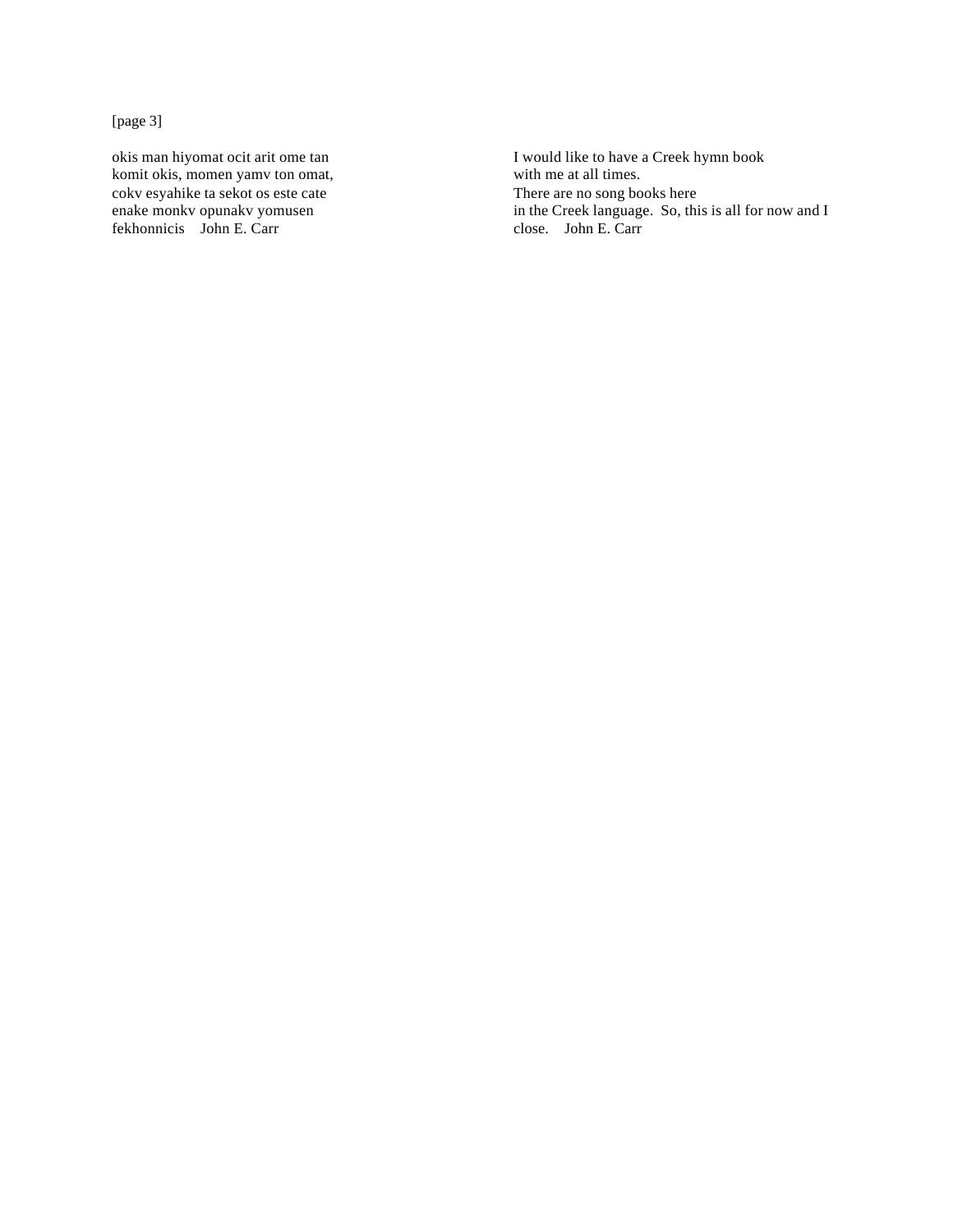[page 3]

okis man hiyomat ocit arit ome tan
komit okis, momen yamv ton omat,
cokv esyahike ta sekot os este cate
enake monkv opunakv yomusen
fekhonnicis    John E. Carr

I would like to have a Creek hymn book
with me at all times.
There are no song books here
in the Creek language.  So, this is all for now and I
close.    John E. Carr